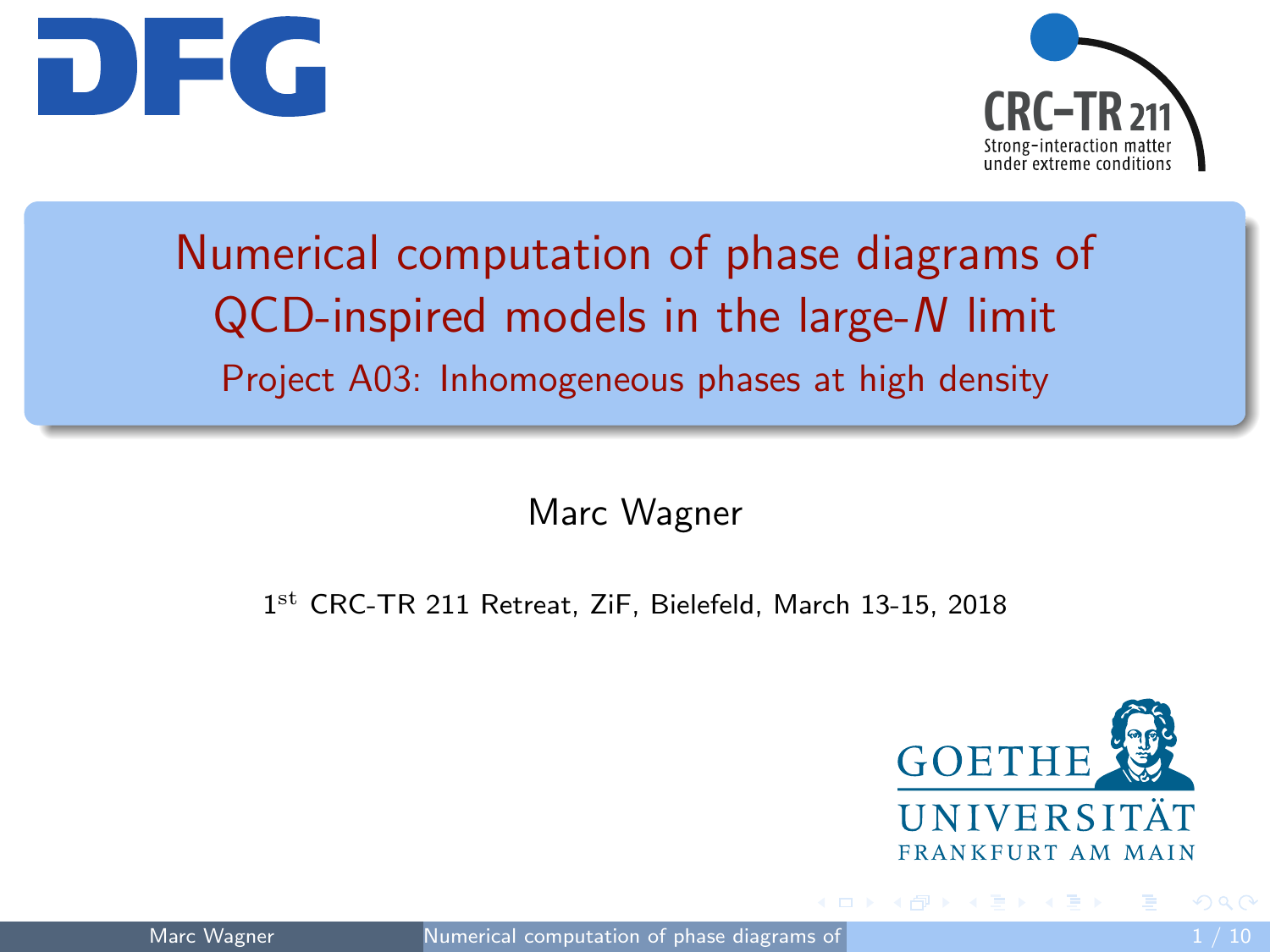# Numerical computation of phase diagrams of QCD-inspired models in the large-$N$ limit

## Project A03: Inhomogeneous phases at high density

Marc Wagner

1st CRC-TR 211 Retreat, ZiF, Bielefeld, March 13-15, 2018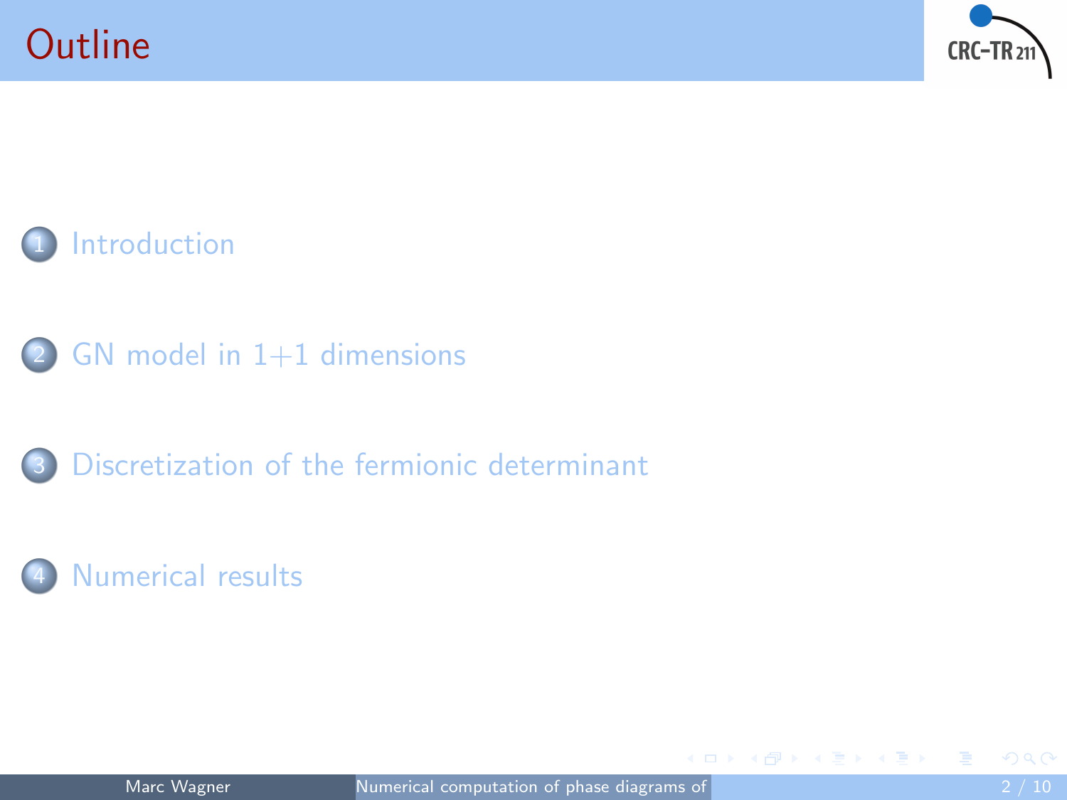# Outline

1. Introduction
2. GN model in 1+1 dimensions
3. Discretization of the fermionic determinant
4. Numerical results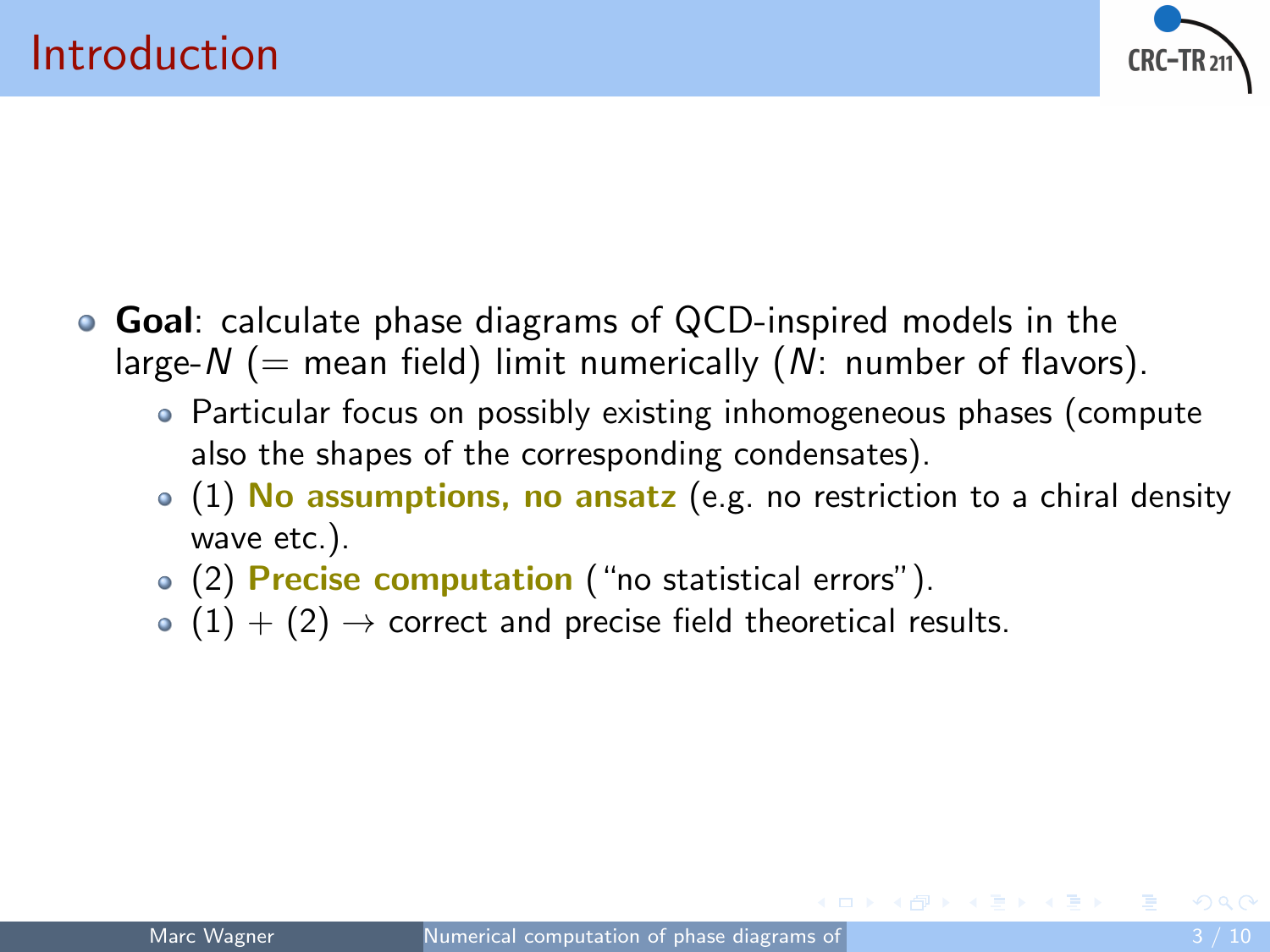# Introduction

- **Goal**: calculate phase diagrams of QCD-inspired models in the large-$N$ ($=$ mean field) limit numerically ($N$: number of flavors).
  - Particular focus on possibly existing inhomogeneous phases (compute also the shapes of the corresponding condensates).
  - (1) **No assumptions, no ansatz** (e.g. no restriction to a chiral density wave etc.).
  - (2) **Precise computation** ("no statistical errors").
  - (1) + (2) $\rightarrow$ correct and precise field theoretical results.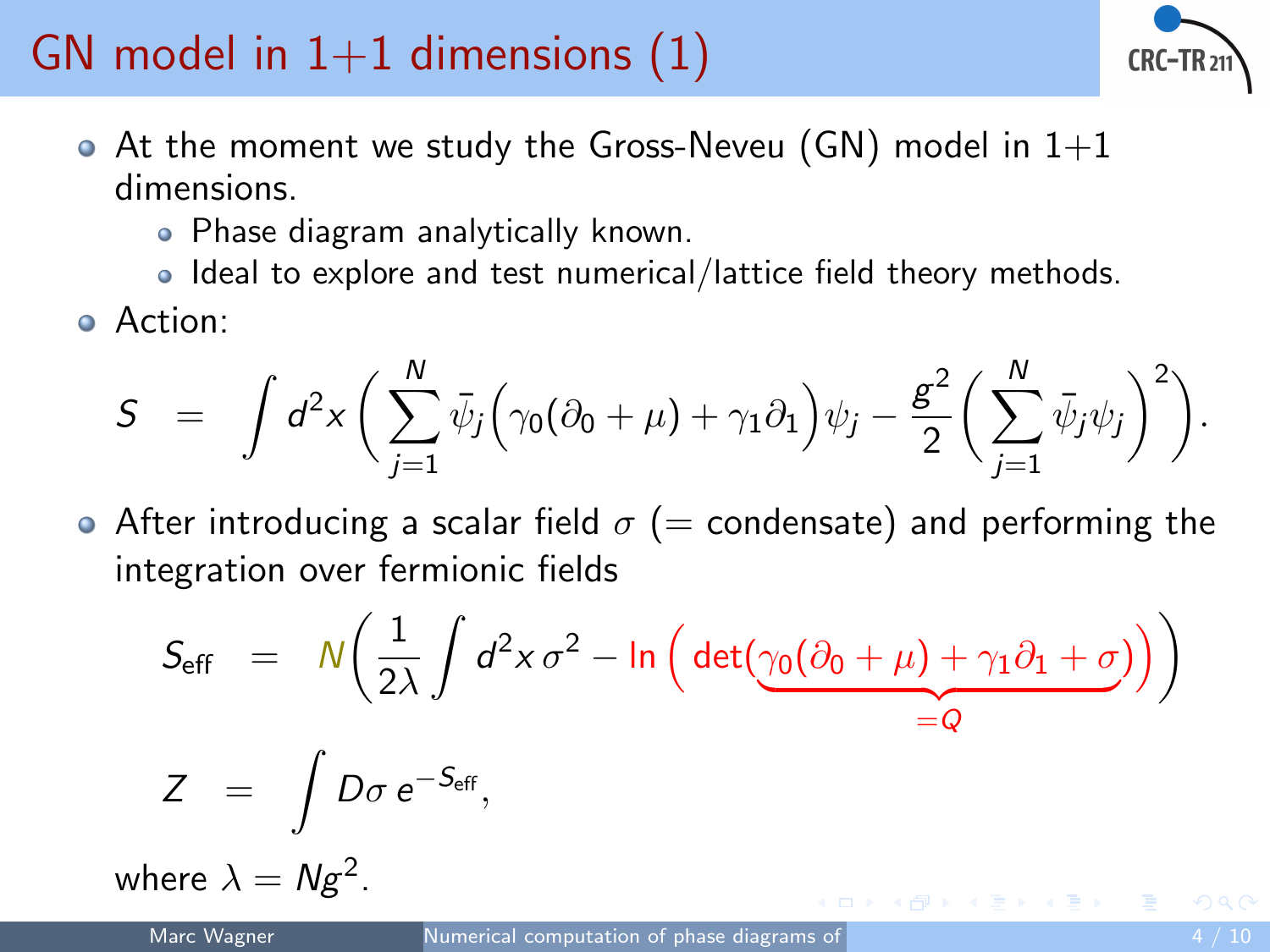# GN model in 1+1 dimensions (1)

- At the moment we study the Gross-Neveu (GN) model in 1+1 dimensions.
  - Phase diagram analytically known.
  - Ideal to explore and test numerical/lattice field theory methods.
- Action:

$$S = \int d^2x \left( \sum_{j=1}^{N} \bar{\psi}_j \Big( \gamma_0 (\partial_0 + \mu) + \gamma_1 \partial_1 \Big) \psi_j - \frac{g^2}{2} \left( \sum_{j=1}^{N} \bar{\psi}_j \psi_j \right)^2 \right).$$

- After introducing a scalar field $\sigma$ (= condensate) and performing the integration over fermionic fields

$$S_{\text{eff}} = N \left( \frac{1}{2\lambda} \int d^2x\, \sigma^2 - \ln \Big( \det( \underbrace{\gamma_0(\partial_0 + \mu) + \gamma_1 \partial_1 + \sigma}_{=Q} ) \Big) \right)$$

$$Z = \int D\sigma\, e^{-S_{\text{eff}}},$$

where $\lambda = Ng^2$.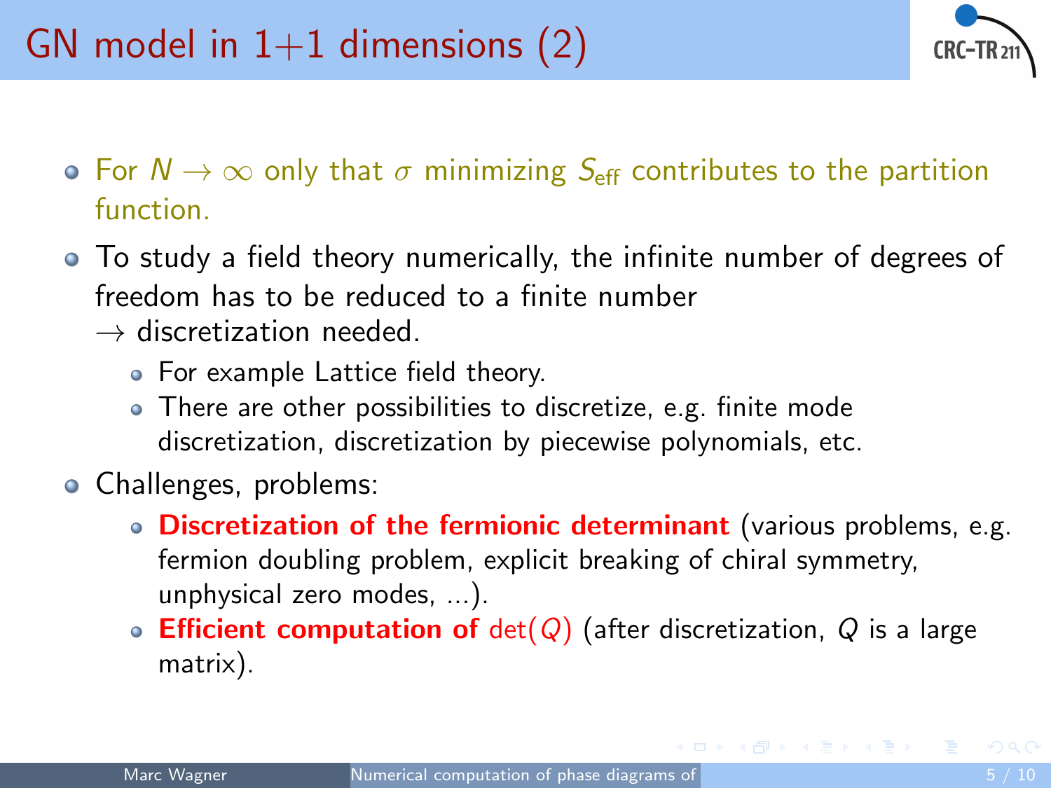# GN model in 1+1 dimensions (2)

- For $N \to \infty$ only that $\sigma$ minimizing $S_{\mathrm{eff}}$ contributes to the partition function.
- To study a field theory numerically, the infinite number of degrees of freedom has to be reduced to a finite number
  $\to$ discretization needed.
  - For example Lattice field theory.
  - There are other possibilities to discretize, e.g. finite mode discretization, discretization by piecewise polynomials, etc.
- Challenges, problems:
  - **Discretization of the fermionic determinant** (various problems, e.g. fermion doubling problem, explicit breaking of chiral symmetry, unphysical zero modes, ...).
  - **Efficient computation of** $\det(Q)$ (after discretization, $Q$ is a large matrix).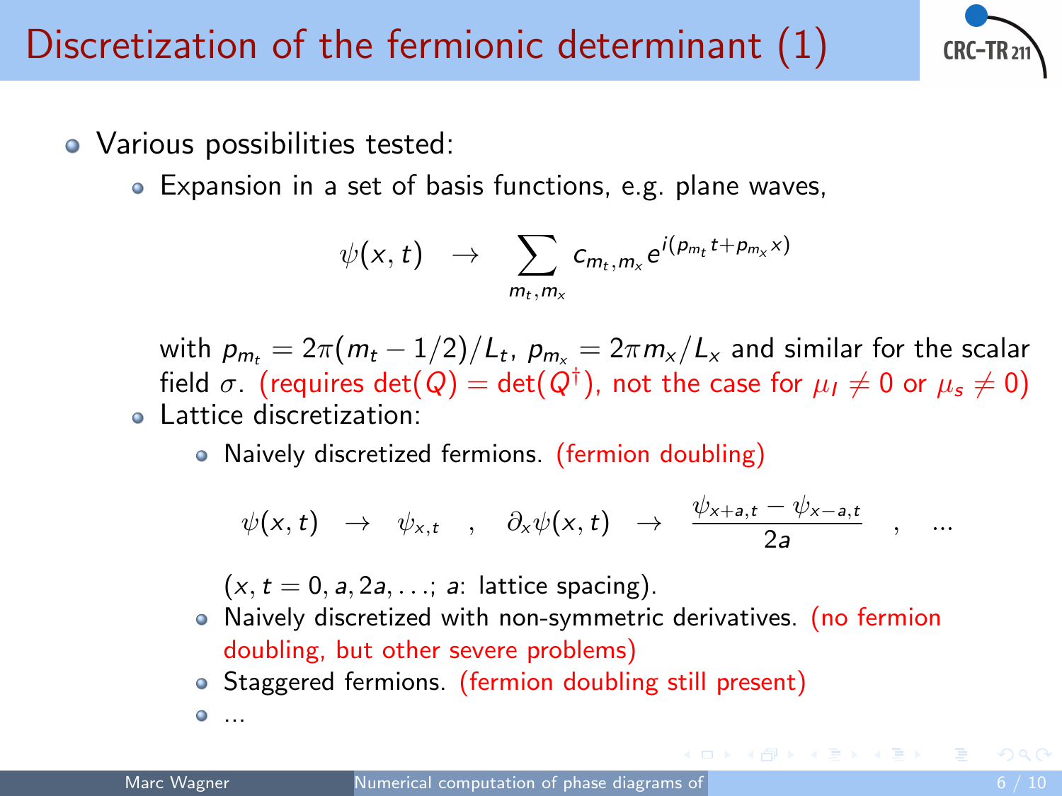# Discretization of the fermionic determinant (1)

- Various possibilities tested:
  - Expansion in a set of basis functions, e.g. plane waves,

    $$\psi(x,t) \quad \rightarrow \quad \sum_{m_t,m_x} c_{m_t,m_x} e^{i(p_{m_t} t + p_{m_x} x)}$$

    with $p_{m_t} = 2\pi(m_t - 1/2)/L_t$, $p_{m_x} = 2\pi m_x / L_x$ and similar for the scalar field $\sigma$. (requires $\det(Q) = \det(Q^\dagger)$, not the case for $\mu_I \neq 0$ or $\mu_s \neq 0$)
  - Lattice discretization:
    - Naively discretized fermions. (fermion doubling)

      $$\psi(x,t) \quad \rightarrow \quad \psi_{x,t} \quad , \quad \partial_x \psi(x,t) \quad \rightarrow \quad \frac{\psi_{x+a,t} - \psi_{x-a,t}}{2a} \quad , \quad \ldots$$

      ($x, t = 0, a, 2a, \ldots$; $a$: lattice spacing).
    - Naively discretized with non-symmetric derivatives. (no fermion doubling, but other severe problems)
    - Staggered fermions. (fermion doubling still present)
    - ...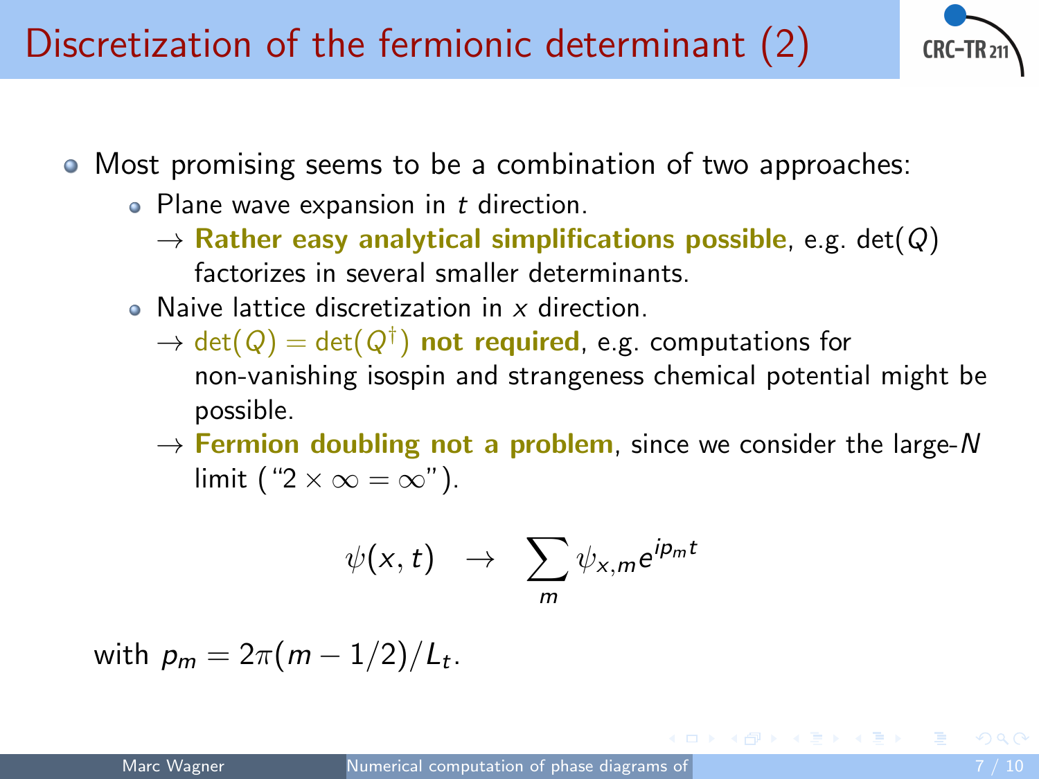# Discretization of the fermionic determinant (2)

- Most promising seems to be a combination of two approaches:
  - Plane wave expansion in $t$ direction.
    $\rightarrow$ **Rather easy analytical simplifications possible**, e.g. $\det(Q)$ factorizes in several smaller determinants.
  - Naive lattice discretization in $x$ direction.
    $\rightarrow$ $\det(Q) = \det(Q^\dagger)$ **not required**, e.g. computations for non-vanishing isospin and strangeness chemical potential might be possible.
    $\rightarrow$ **Fermion doubling not a problem**, since we consider the large-$N$ limit ("$2 \times \infty = \infty$").

$$\psi(x,t) \quad \rightarrow \quad \sum_m \psi_{x,m} e^{ip_m t}$$

with $p_m = 2\pi(m - 1/2)/L_t$.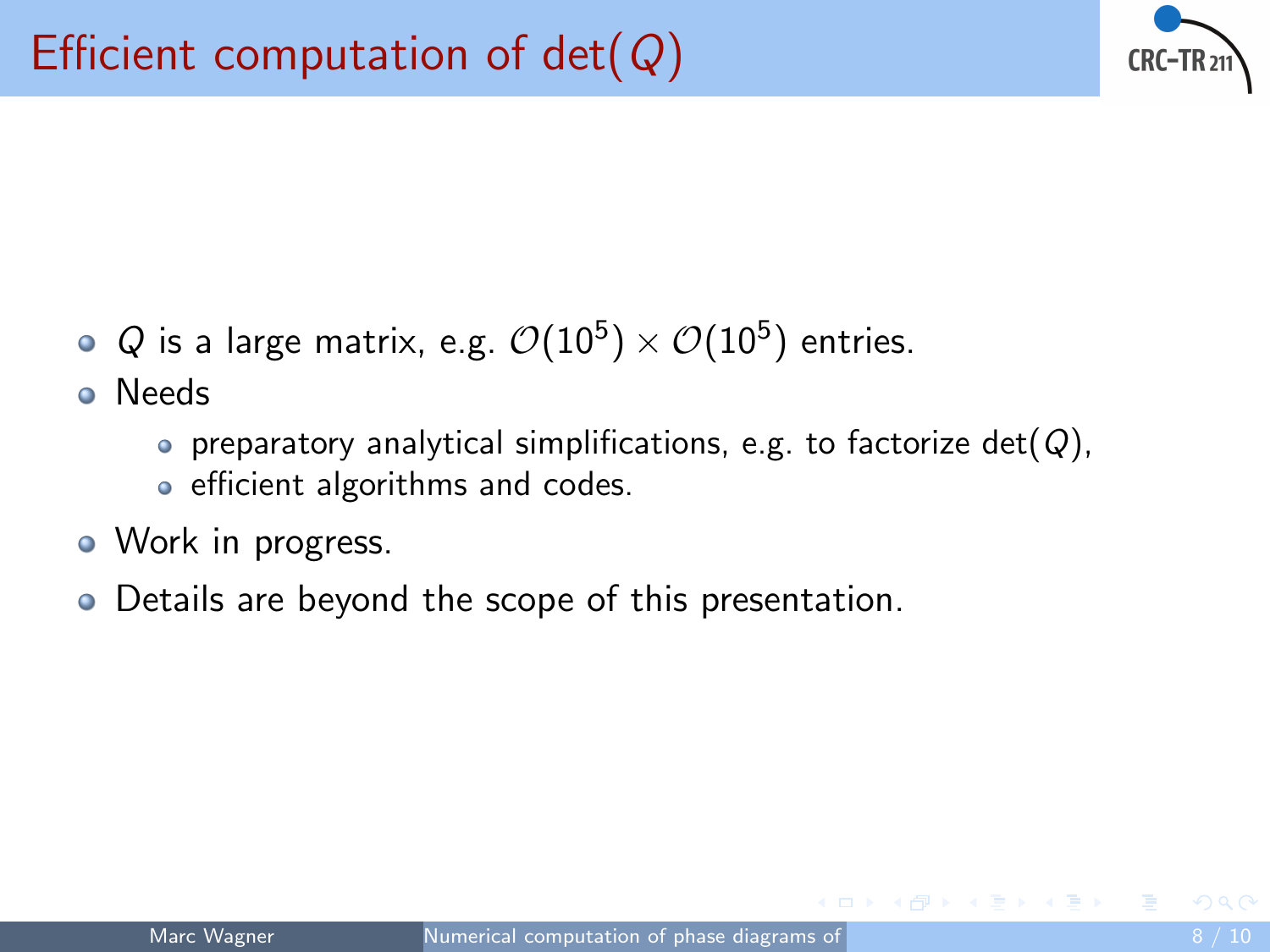# Efficient computation of $\det(Q)$

- $Q$ is a large matrix, e.g. $\mathcal{O}(10^5) \times \mathcal{O}(10^5)$ entries.
- Needs
  - preparatory analytical simplifications, e.g. to factorize $\det(Q)$,
  - efficient algorithms and codes.
- Work in progress.
- Details are beyond the scope of this presentation.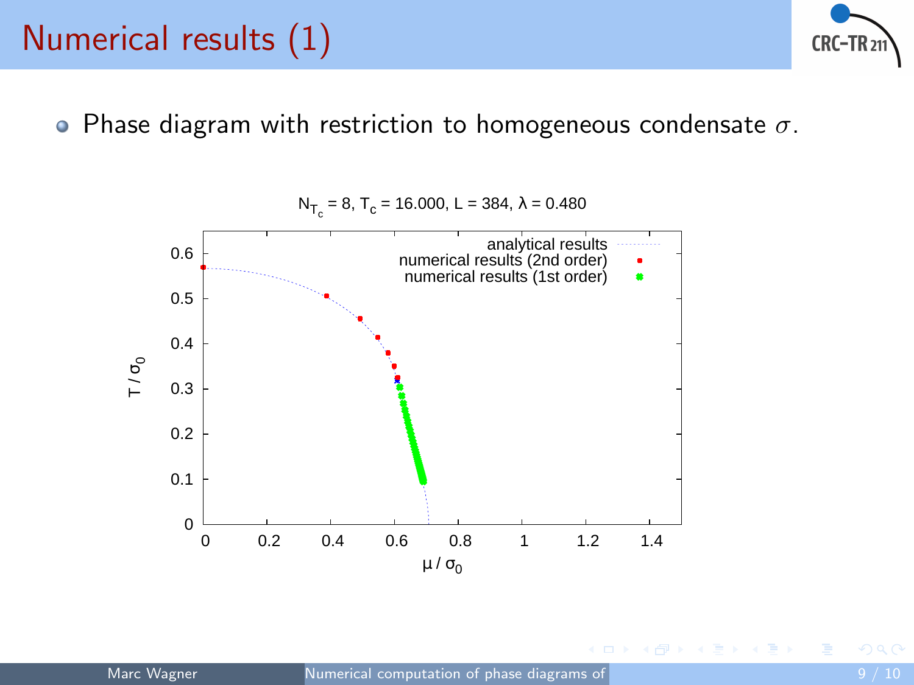# Numerical results (1)

- Phase diagram with restriction to homogeneous condensate $\sigma$.

$N_{T_c} = 8$, $T_c = 16.000$, $L = 384$, $\lambda = 0.480$

analytical results

numerical results (2nd order)

numerical results (1st order)

$T / \sigma_0$

$\mu / \sigma_0$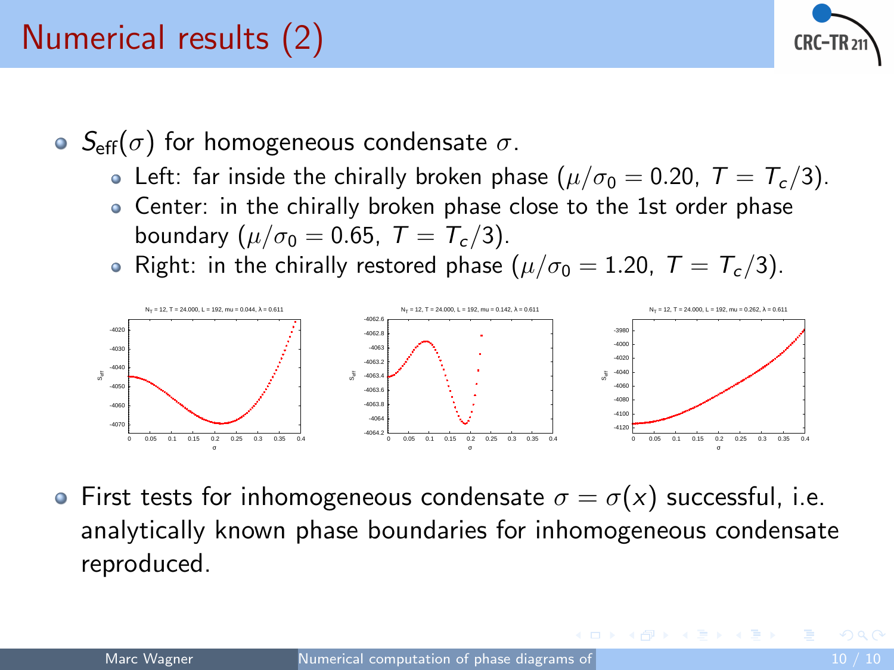# Numerical results (2)

- $S_{\text{eff}}(\sigma)$ for homogeneous condensate $\sigma$.
  - Left: far inside the chirally broken phase ($\mu/\sigma_0 = 0.20$, $T = T_c/3$).
  - Center: in the chirally broken phase close to the 1st order phase boundary ($\mu/\sigma_0 = 0.65$, $T = T_c/3$).
  - Right: in the chirally restored phase ($\mu/\sigma_0 = 1.20$, $T = T_c/3$).

$N_T$ = 12, T = 24.000, L = 192, mu = 0.044, λ = 0.611

-4020
-4030
-4040
-4050
-4060
-4070

$S_{\text{eff}}$

0 0.05 0.1 0.15 0.2 0.25 0.3 0.35 0.4

σ

$N_T$ = 12, T = 24.000, L = 192, mu = 0.142, λ = 0.611

-4062.6
-4062.8
-4063
-4063.2
-4063.4
-4063.6
-4063.8
-4064
-4064.2

$S_{\text{eff}}$

0 0.05 0.1 0.15 0.2 0.25 0.3 0.35 0.4

σ

$N_T$ = 12, T = 24.000, L = 192, mu = 0.262, λ = 0.611

-3980
-4000
-4020
-4040
-4060
-4080
-4100
-4120

$S_{\text{eff}}$

0 0.05 0.1 0.15 0.2 0.25 0.3 0.35 0.4

σ

- First tests for inhomogeneous condensate $\sigma = \sigma(x)$ successful, i.e. analytically known phase boundaries for inhomogeneous condensate reproduced.